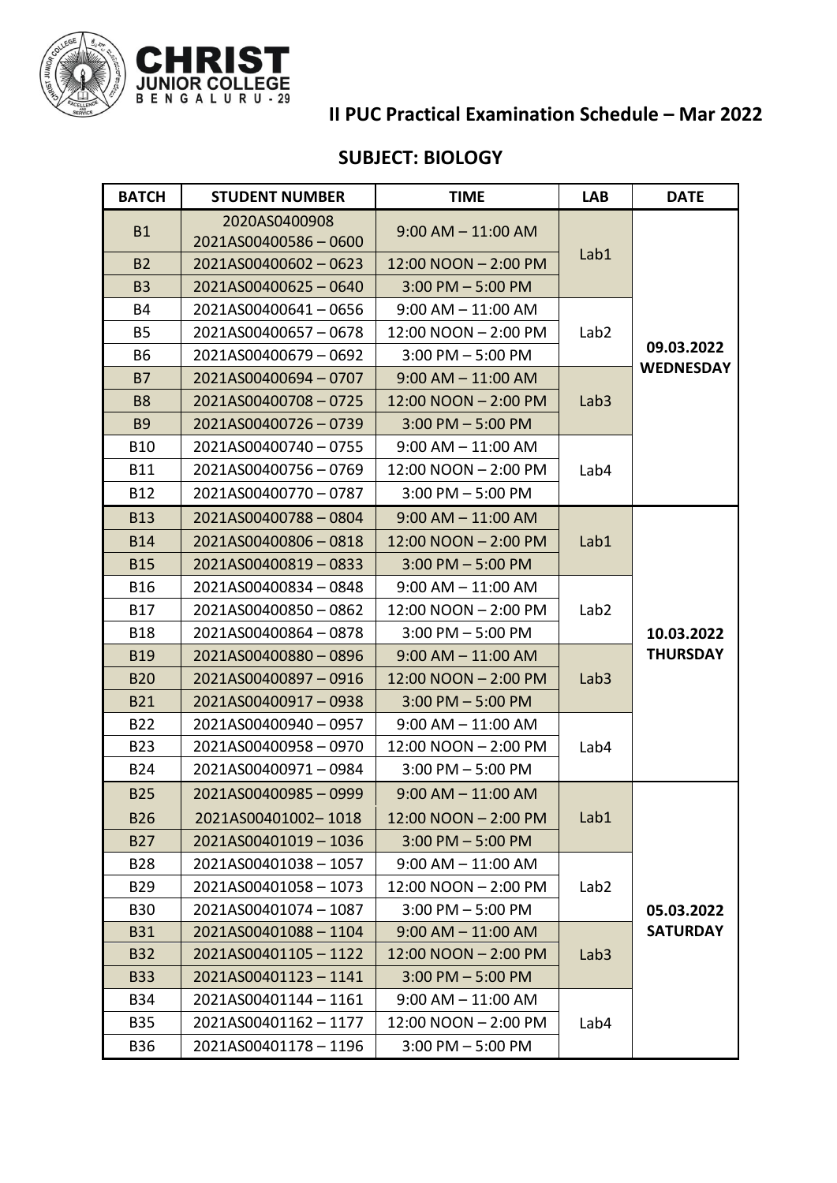**CHRIST JUNIOR COLLEGE**
**BENGALURU - 29**

## II PUC Practical Examination Schedule – Mar 2022

### SUBJECT: BIOLOGY

| BATCH | STUDENT NUMBER | TIME | LAB | DATE |
|---|---|---|---|---|
| B1 | 2020AS0400908 2021AS00400586 – 0600 | 9:00 AM – 11:00 AM | Lab1 | 09.03.2022 WEDNESDAY |
| B2 | 2021AS00400602 – 0623 | 12:00 NOON – 2:00 PM | | |
| B3 | 2021AS00400625 – 0640 | 3:00 PM – 5:00 PM | | |
| B4 | 2021AS00400641 – 0656 | 9:00 AM – 11:00 AM | Lab2 | |
| B5 | 2021AS00400657 – 0678 | 12:00 NOON – 2:00 PM | | |
| B6 | 2021AS00400679 – 0692 | 3:00 PM – 5:00 PM | | |
| B7 | 2021AS00400694 – 0707 | 9:00 AM – 11:00 AM | Lab3 | |
| B8 | 2021AS00400708 – 0725 | 12:00 NOON – 2:00 PM | | |
| B9 | 2021AS00400726 – 0739 | 3:00 PM – 5:00 PM | | |
| B10 | 2021AS00400740 – 0755 | 9:00 AM – 11:00 AM | Lab4 | |
| B11 | 2021AS00400756 – 0769 | 12:00 NOON – 2:00 PM | | |
| B12 | 2021AS00400770 – 0787 | 3:00 PM – 5:00 PM | | |
| B13 | 2021AS00400788 – 0804 | 9:00 AM – 11:00 AM | Lab1 | 10.03.2022 THURSDAY |
| B14 | 2021AS00400806 – 0818 | 12:00 NOON – 2:00 PM | | |
| B15 | 2021AS00400819 – 0833 | 3:00 PM – 5:00 PM | | |
| B16 | 2021AS00400834 – 0848 | 9:00 AM – 11:00 AM | Lab2 | |
| B17 | 2021AS00400850 – 0862 | 12:00 NOON – 2:00 PM | | |
| B18 | 2021AS00400864 – 0878 | 3:00 PM – 5:00 PM | | |
| B19 | 2021AS00400880 – 0896 | 9:00 AM – 11:00 AM | Lab3 | |
| B20 | 2021AS00400897 – 0916 | 12:00 NOON – 2:00 PM | | |
| B21 | 2021AS00400917 – 0938 | 3:00 PM – 5:00 PM | | |
| B22 | 2021AS00400940 – 0957 | 9:00 AM – 11:00 AM | Lab4 | |
| B23 | 2021AS00400958 – 0970 | 12:00 NOON – 2:00 PM | | |
| B24 | 2021AS00400971 – 0984 | 3:00 PM – 5:00 PM | | |
| B25 | 2021AS00400985 – 0999 | 9:00 AM – 11:00 AM | Lab1 | 05.03.2022 SATURDAY |
| B26 | 2021AS00401002– 1018 | 12:00 NOON – 2:00 PM | | |
| B27 | 2021AS00401019 – 1036 | 3:00 PM – 5:00 PM | | |
| B28 | 2021AS00401038 – 1057 | 9:00 AM – 11:00 AM | Lab2 | |
| B29 | 2021AS00401058 – 1073 | 12:00 NOON – 2:00 PM | | |
| B30 | 2021AS00401074 – 1087 | 3:00 PM – 5:00 PM | | |
| B31 | 2021AS00401088 – 1104 | 9:00 AM – 11:00 AM | Lab3 | |
| B32 | 2021AS00401105 – 1122 | 12:00 NOON – 2:00 PM | | |
| B33 | 2021AS00401123 – 1141 | 3:00 PM – 5:00 PM | | |
| B34 | 2021AS00401144 – 1161 | 9:00 AM – 11:00 AM | Lab4 | |
| B35 | 2021AS00401162 – 1177 | 12:00 NOON – 2:00 PM | | |
| B36 | 2021AS00401178 – 1196 | 3:00 PM – 5:00 PM | | |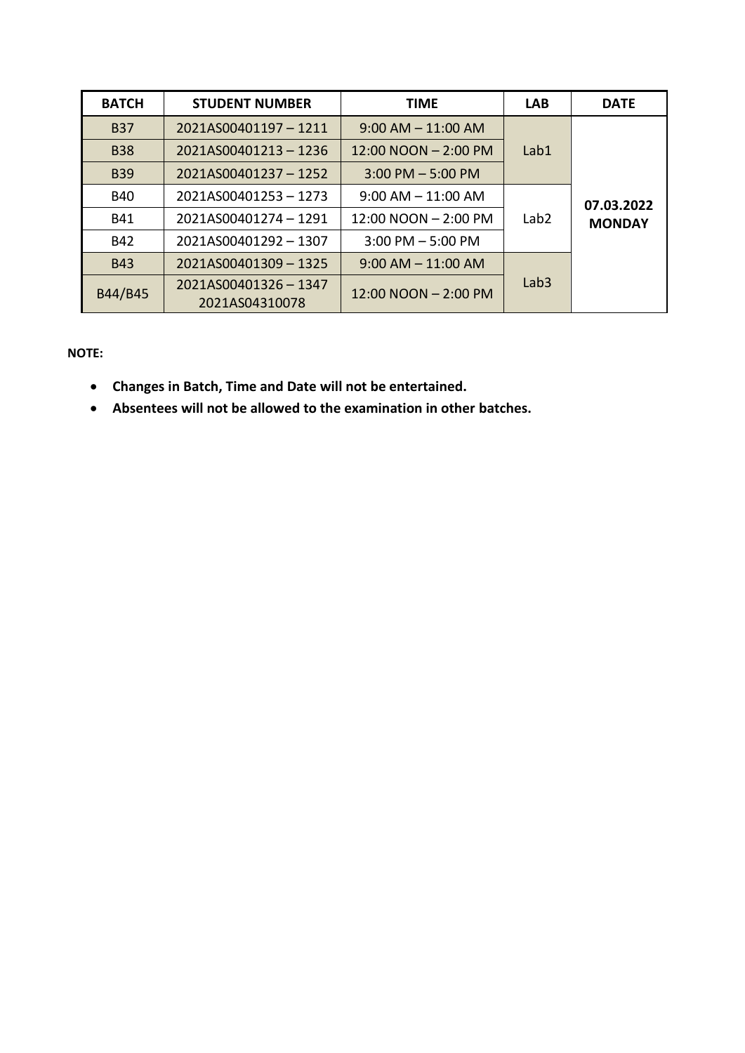| BATCH | STUDENT NUMBER | TIME | LAB | DATE |
|---|---|---|---|---|
| B37 | 2021AS00401197 – 1211 | 9:00 AM – 11:00 AM | Lab1 | **07.03.2022 MONDAY** |
| B38 | 2021AS00401213 – 1236 | 12:00 NOON – 2:00 PM | | |
| B39 | 2021AS00401237 – 1252 | 3:00 PM – 5:00 PM | | |
| B40 | 2021AS00401253 – 1273 | 9:00 AM – 11:00 AM | Lab2 | |
| B41 | 2021AS00401274 – 1291 | 12:00 NOON – 2:00 PM | | |
| B42 | 2021AS00401292 – 1307 | 3:00 PM – 5:00 PM | | |
| B43 | 2021AS00401309 – 1325 | 9:00 AM – 11:00 AM | Lab3 | |
| B44/B45 | 2021AS00401326 – 1347 2021AS04310078 | 12:00 NOON – 2:00 PM | | |

**NOTE:**

- **Changes in Batch, Time and Date will not be entertained.**
- **Absentees will not be allowed to the examination in other batches.**